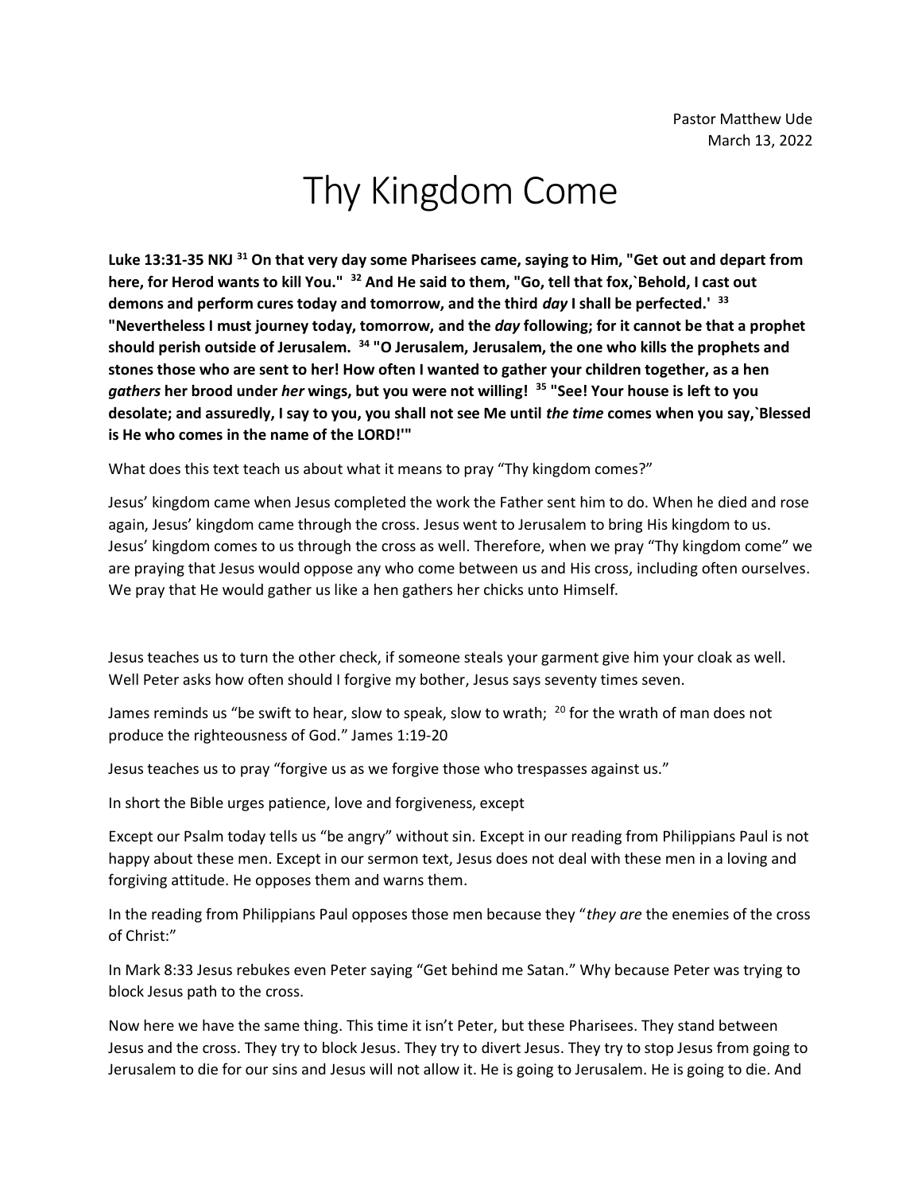Pastor Matthew Ude
March 13, 2022

# Thy Kingdom Come

**Luke 13:31-35 NKJ [31] On that very day some Pharisees came, saying to Him, "Get out and depart from here, for Herod wants to kill You." [32] And He said to them, "Go, tell that fox,`Behold, I cast out demons and perform cures today and tomorrow, and the third *day* I shall be perfected.' [33] "Nevertheless I must journey today, tomorrow, and the *day* following; for it cannot be that a prophet should perish outside of Jerusalem. [34] "O Jerusalem, Jerusalem, the one who kills the prophets and stones those who are sent to her! How often I wanted to gather your children together, as a hen *gathers* her brood under *her* wings, but you were not willing! [35] "See! Your house is left to you desolate; and assuredly, I say to you, you shall not see Me until *the time* comes when you say,`Blessed is He who comes in the name of the LORD!'"**

What does this text teach us about what it means to pray "Thy kingdom comes?"

Jesus' kingdom came when Jesus completed the work the Father sent him to do. When he died and rose again, Jesus' kingdom came through the cross. Jesus went to Jerusalem to bring His kingdom to us. Jesus' kingdom comes to us through the cross as well. Therefore, when we pray "Thy kingdom come" we are praying that Jesus would oppose any who come between us and His cross, including often ourselves. We pray that He would gather us like a hen gathers her chicks unto Himself.

Jesus teaches us to turn the other check, if someone steals your garment give him your cloak as well. Well Peter asks how often should I forgive my bother, Jesus says seventy times seven.

James reminds us "be swift to hear, slow to speak, slow to wrath; [20] for the wrath of man does not produce the righteousness of God." James 1:19-20

Jesus teaches us to pray "forgive us as we forgive those who trespasses against us."

In short the Bible urges patience, love and forgiveness, except

Except our Psalm today tells us "be angry" without sin. Except in our reading from Philippians Paul is not happy about these men. Except in our sermon text, Jesus does not deal with these men in a loving and forgiving attitude. He opposes them and warns them.

In the reading from Philippians Paul opposes those men because they "*they are* the enemies of the cross of Christ:"

In Mark 8:33 Jesus rebukes even Peter saying "Get behind me Satan." Why because Peter was trying to block Jesus path to the cross.

Now here we have the same thing. This time it isn't Peter, but these Pharisees. They stand between Jesus and the cross. They try to block Jesus. They try to divert Jesus. They try to stop Jesus from going to Jerusalem to die for our sins and Jesus will not allow it. He is going to Jerusalem. He is going to die. And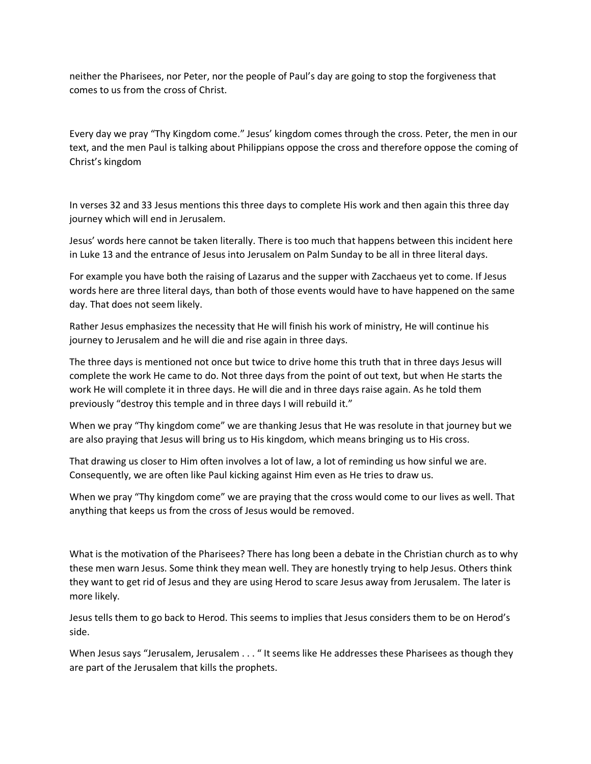neither the Pharisees, nor Peter, nor the people of Paul's day are going to stop the forgiveness that comes to us from the cross of Christ.

Every day we pray "Thy Kingdom come." Jesus' kingdom comes through the cross. Peter, the men in our text, and the men Paul is talking about Philippians oppose the cross and therefore oppose the coming of Christ's kingdom

In verses 32 and 33 Jesus mentions this three days to complete His work and then again this three day journey which will end in Jerusalem.

Jesus' words here cannot be taken literally. There is too much that happens between this incident here in Luke 13 and the entrance of Jesus into Jerusalem on Palm Sunday to be all in three literal days.

For example you have both the raising of Lazarus and the supper with Zacchaeus yet to come. If Jesus words here are three literal days, than both of those events would have to have happened on the same day. That does not seem likely.

Rather Jesus emphasizes the necessity that He will finish his work of ministry, He will continue his journey to Jerusalem and he will die and rise again in three days.

The three days is mentioned not once but twice to drive home this truth that in three days Jesus will complete the work He came to do. Not three days from the point of out text, but when He starts the work He will complete it in three days. He will die and in three days raise again. As he told them previously "destroy this temple and in three days I will rebuild it."

When we pray "Thy kingdom come" we are thanking Jesus that He was resolute in that journey but we are also praying that Jesus will bring us to His kingdom, which means bringing us to His cross.

That drawing us closer to Him often involves a lot of law, a lot of reminding us how sinful we are. Consequently, we are often like Paul kicking against Him even as He tries to draw us.

When we pray "Thy kingdom come" we are praying that the cross would come to our lives as well. That anything that keeps us from the cross of Jesus would be removed.

What is the motivation of the Pharisees? There has long been a debate in the Christian church as to why these men warn Jesus. Some think they mean well. They are honestly trying to help Jesus. Others think they want to get rid of Jesus and they are using Herod to scare Jesus away from Jerusalem. The later is more likely.

Jesus tells them to go back to Herod. This seems to implies that Jesus considers them to be on Herod's side.

When Jesus says "Jerusalem, Jerusalem . . . " It seems like He addresses these Pharisees as though they are part of the Jerusalem that kills the prophets.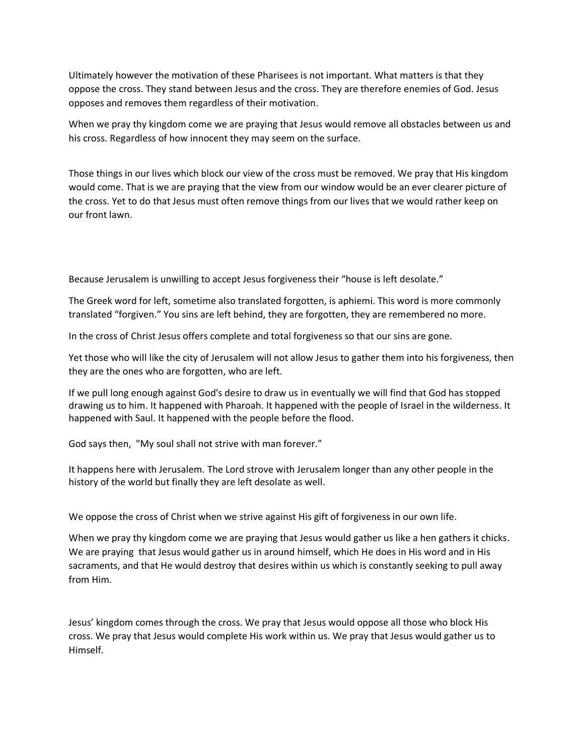Ultimately however the motivation of these Pharisees is not important. What matters is that they oppose the cross. They stand between Jesus and the cross. They are therefore enemies of God. Jesus opposes and removes them regardless of their motivation.

When we pray thy kingdom come we are praying that Jesus would remove all obstacles between us and his cross. Regardless of how innocent they may seem on the surface.

Those things in our lives which block our view of the cross must be removed. We pray that His kingdom would come. That is we are praying that the view from our window would be an ever clearer picture of the cross. Yet to do that Jesus must often remove things from our lives that we would rather keep on our front lawn.

Because Jerusalem is unwilling to accept Jesus forgiveness their “house is left desolate.”

The Greek word for left, sometime also translated forgotten, is aphiemi. This word is more commonly translated “forgiven.” You sins are left behind, they are forgotten, they are remembered no more.

In the cross of Christ Jesus offers complete and total forgiveness so that our sins are gone.

Yet those who will like the city of Jerusalem will not allow Jesus to gather them into his forgiveness, then they are the ones who are forgotten, who are left.

If we pull long enough against God's desire to draw us in eventually we will find that God has stopped drawing us to him. It happened with Pharoah. It happened with the people of Israel in the wilderness. It happened with Saul. It happened with the people before the flood.

God says then, "My soul shall not strive with man forever.”

It happens here with Jerusalem. The Lord strove with Jerusalem longer than any other people in the history of the world but finally they are left desolate as well.

We oppose the cross of Christ when we strive against His gift of forgiveness in our own life.

When we pray thy kingdom come we are praying that Jesus would gather us like a hen gathers it chicks. We are praying that Jesus would gather us in around himself, which He does in His word and in His sacraments, and that He would destroy that desires within us which is constantly seeking to pull away from Him.

Jesus’ kingdom comes through the cross. We pray that Jesus would oppose all those who block His cross. We pray that Jesus would complete His work within us. We pray that Jesus would gather us to Himself.